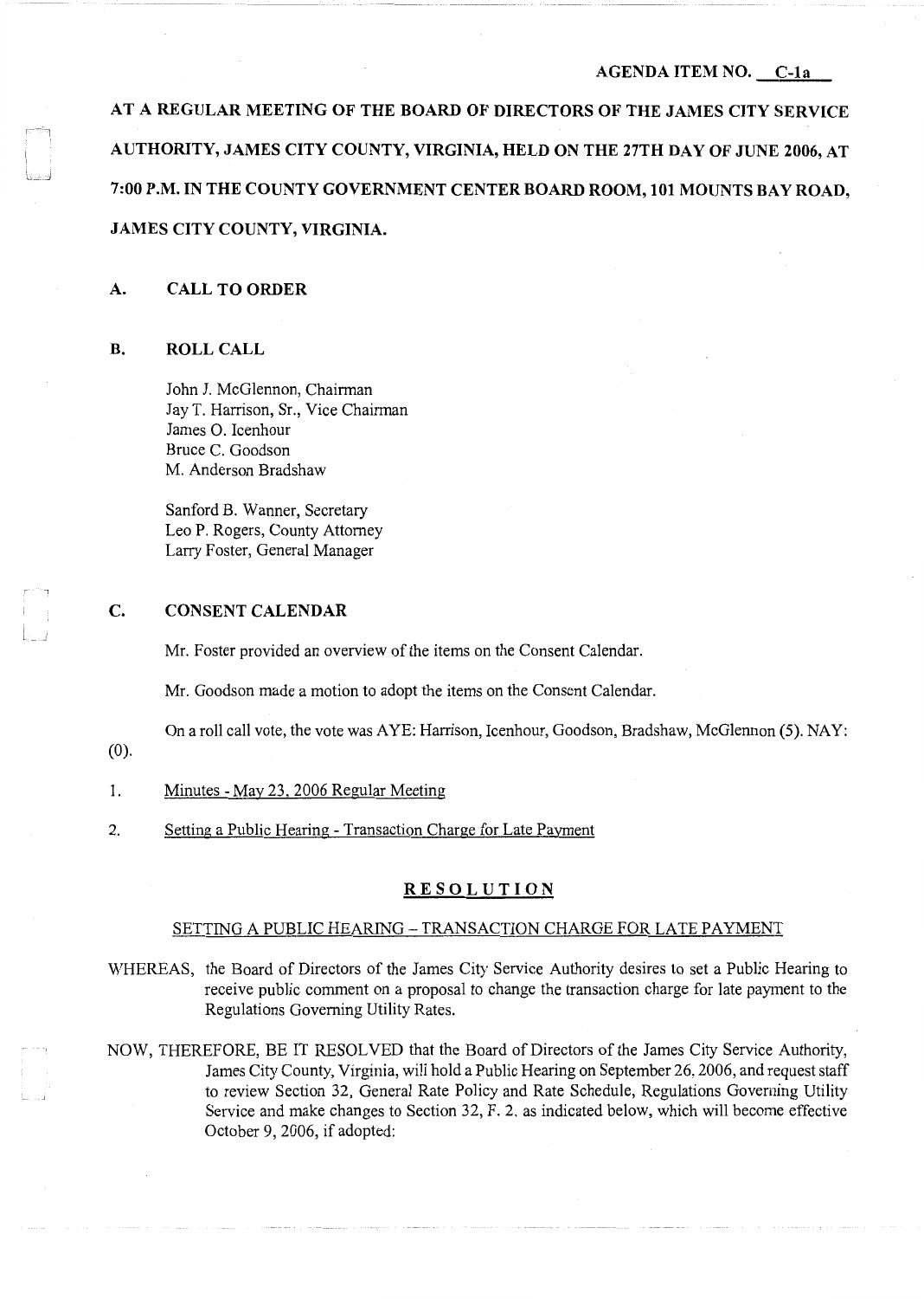AGENDA ITEM NO. C-1a

**AT A REGULAR MEETING OF THE BOARD OF DIRECTORS OF THE JAMES CITY SERVICE AUTHORITY, JAMES CITY COUNTY, VIRGINIA, HELD ON THE 27TH DAY OF JUNE 2006, AT 7:00 P.M. IN THE COUNTY GOVERNMENT CENTER BOARD ROOM, 101 MOUNTS BAY ROAD, JAMES CITY COUNTY, VIRGINIA.**

## A. CALL TO ORDER

## B. ROLL CALL

John J. McGlennon, Chairman
Jay T. Harrison, Sr., Vice Chairman
James O. Icenhour
Bruce C. Goodson
M. Anderson Bradshaw

Sanford B. Wanner, Secretary
Leo P. Rogers, County Attorney
Larry Foster, General Manager

## C. CONSENT CALENDAR

Mr. Foster provided an overview of the items on the Consent Calendar.

Mr. Goodson made a motion to adopt the items on the Consent Calendar.

On a roll call vote, the vote was AYE: Harrison, Icenhour, Goodson, Bradshaw, McGlennon (5). NAY: (0).

1. Minutes - May 23, 2006 Regular Meeting
2. Setting a Public Hearing - Transaction Charge for Late Payment

### RESOLUTION

SETTING A PUBLIC HEARING – TRANSACTION CHARGE FOR LATE PAYMENT

WHEREAS, the Board of Directors of the James City Service Authority desires to set a Public Hearing to receive public comment on a proposal to change the transaction charge for late payment to the Regulations Governing Utility Rates.

NOW, THEREFORE, BE IT RESOLVED that the Board of Directors of the James City Service Authority, James City County, Virginia, will hold a Public Hearing on September 26, 2006, and request staff to review Section 32, General Rate Policy and Rate Schedule, Regulations Governing Utility Service and make changes to Section 32, F. 2. as indicated below, which will become effective October 9, 2006, if adopted: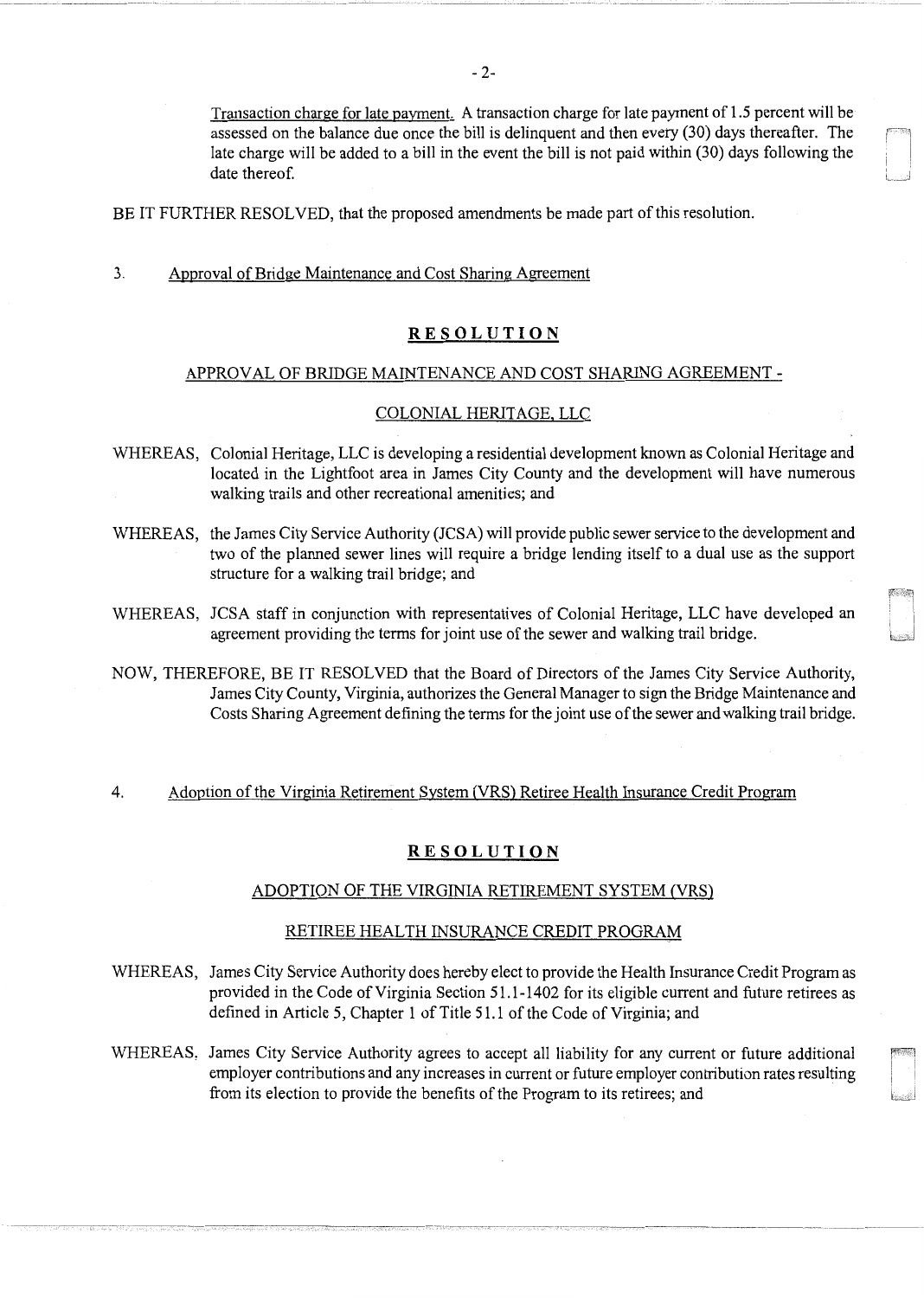Transaction charge for late payment. A transaction charge for late payment of 1.5 percent will be assessed on the balance due once the bill is delinquent and then every (30) days thereafter. The late charge will be added to a bill in the event the bill is not paid within (30) days following the date thereof.

BE IT FURTHER RESOLVED, that the proposed amendments be made part of this resolution.

3. Approval of Bridge Maintenance and Cost Sharing Agreement

**RESOLUTION**

APPROVAL OF BRIDGE MAINTENANCE AND COST SHARING AGREEMENT -

COLONIAL HERITAGE, LLC

WHEREAS, Colonial Heritage, LLC is developing a residential development known as Colonial Heritage and located in the Lightfoot area in James City County and the development will have numerous walking trails and other recreational amenities; and

WHEREAS, the James City Service Authority (JCSA) will provide public sewer service to the development and two of the planned sewer lines will require a bridge lending itself to a dual use as the support structure for a walking trail bridge; and

WHEREAS, JCSA staff in conjunction with representatives of Colonial Heritage, LLC have developed an agreement providing the terms for joint use of the sewer and walking trail bridge.

NOW, THEREFORE, BE IT RESOLVED that the Board of Directors of the James City Service Authority, James City County, Virginia, authorizes the General Manager to sign the Bridge Maintenance and Costs Sharing Agreement defining the terms for the joint use of the sewer and walking trail bridge.

4. Adoption of the Virginia Retirement System (VRS) Retiree Health Insurance Credit Program

**RESOLUTION**

ADOPTION OF THE VIRGINIA RETIREMENT SYSTEM (VRS)

RETIREE HEALTH INSURANCE CREDIT PROGRAM

WHEREAS, James City Service Authority does hereby elect to provide the Health Insurance Credit Program as provided in the Code of Virginia Section 51.1-1402 for its eligible current and future retirees as defined in Article 5, Chapter 1 of Title 51.1 of the Code of Virginia; and

WHEREAS, James City Service Authority agrees to accept all liability for any current or future additional employer contributions and any increases in current or future employer contribution rates resulting from its election to provide the benefits of the Program to its retirees; and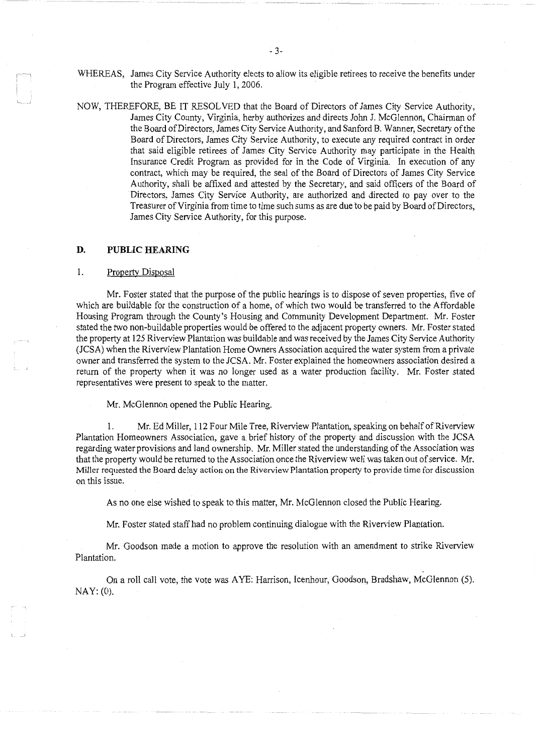WHEREAS, James City Service Authority elects to allow its eligible retirees to receive the benefits under the Program effective July 1, 2006.

NOW, THEREFORE, BE IT RESOLVED that the Board of Directors of James City Service Authority, James City County, Virginia, herby authorizes and directs John J. McGlennon, Chairman of the Board of Directors, James City Service Authority, and Sanford B. Wanner, Secretary of the Board of Directors, James City Service Authority, to execute any required contract in order that said eligible retirees of James City Service Authority may participate in the Health Insurance Credit Program as provided for in the Code of Virginia. In execution of any contract, which may be required, the seal of the Board of Directors of James City Service Authority, shall be affixed and attested by the Secretary, and said officers of the Board of Directors, James City Service Authority, are authorized and directed to pay over to the Treasurer of Virginia from time to time such sums as are due to be paid by Board of Directors, James City Service Authority, for this purpose.

## D. PUBLIC HEARING

1. Property Disposal

Mr. Foster stated that the purpose of the public hearings is to dispose of seven properties, five of which are buildable for the construction of a home, of which two would be transferred to the Affordable Housing Program through the County's Housing and Community Development Department. Mr. Foster stated the two non-buildable properties would be offered to the adjacent property owners. Mr. Foster stated the property at 125 Riverview Plantation was buildable and was received by the James City Service Authority (JCSA) when the Riverview Plantation Home Owners Association acquired the water system from a private owner and transferred the system to the JCSA. Mr. Foster explained the homeowners association desired a return of the property when it was no longer used as a water production facility. Mr. Foster stated representatives were present to speak to the matter.

Mr. McGlennon opened the Public Hearing.

1. Mr. Ed Miller, 112 Four Mile Tree, Riverview Plantation, speaking on behalf of Riverview Plantation Homeowners Association, gave a brief history of the property and discussion with the JCSA regarding water provisions and land ownership. Mr. Miller stated the understanding of the Association was that the property would be returned to the Association once the Riverview well was taken out of service. Mr. Miller requested the Board delay action on the Riverview Plantation property to provide time for discussion on this issue.

As no one else wished to speak to this matter, Mr. McGlennon closed the Public Hearing.

Mr. Foster stated staff had no problem continuing dialogue with the Riverview Plantation.

Mr. Goodson made a motion to approve the resolution with an amendment to strike Riverview Plantation.

On a roll call vote, the vote was AYE: Harrison, Icenhour, Goodson, Bradshaw, McGlennon (5). NAY: (0).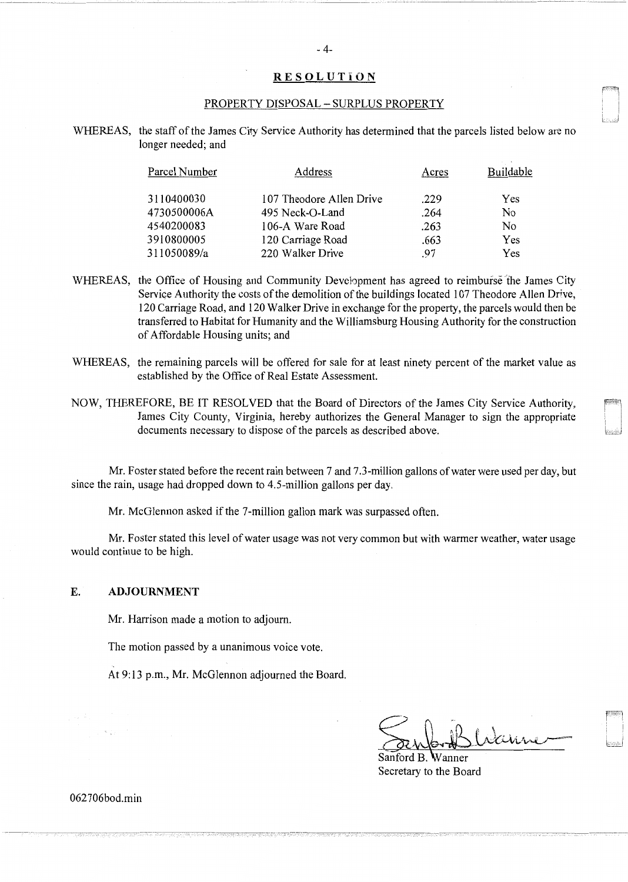## RESOLUTION

### PROPERTY DISPOSAL – SURPLUS PROPERTY

WHEREAS, the staff of the James City Service Authority has determined that the parcels listed below are no longer needed; and

| Parcel Number | Address | Acres | Buildable |
|---|---|---|---|
| 3110400030 | 107 Theodore Allen Drive | .229 | Yes |
| 4730500006A | 495 Neck-O-Land | .264 | No |
| 4540200083 | 106-A Ware Road | .263 | No |
| 3910800005 | 120 Carriage Road | .663 | Yes |
| 311050089/a | 220 Walker Drive | .97 | Yes |

WHEREAS, the Office of Housing and Community Development has agreed to reimburse the James City Service Authority the costs of the demolition of the buildings located 107 Theodore Allen Drive, 120 Carriage Road, and 120 Walker Drive in exchange for the property, the parcels would then be transferred to Habitat for Humanity and the Williamsburg Housing Authority for the construction of Affordable Housing units; and

WHEREAS, the remaining parcels will be offered for sale for at least ninety percent of the market value as established by the Office of Real Estate Assessment.

NOW, THEREFORE, BE IT RESOLVED that the Board of Directors of the James City Service Authority, James City County, Virginia, hereby authorizes the General Manager to sign the appropriate documents necessary to dispose of the parcels as described above.

Mr. Foster stated before the recent rain between 7 and 7.3-million gallons of water were used per day, but since the rain, usage had dropped down to 4.5-million gallons per day.

Mr. McGlennon asked if the 7-million gallon mark was surpassed often.

Mr. Foster stated this level of water usage was not very common but with warmer weather, water usage would continue to be high.

## E. ADJOURNMENT

Mr. Harrison made a motion to adjourn.

The motion passed by a unanimous voice vote.

At 9:13 p.m., Mr. McGlennon adjourned the Board.

Sanford B. Wanner
Secretary to the Board

062706bod.min